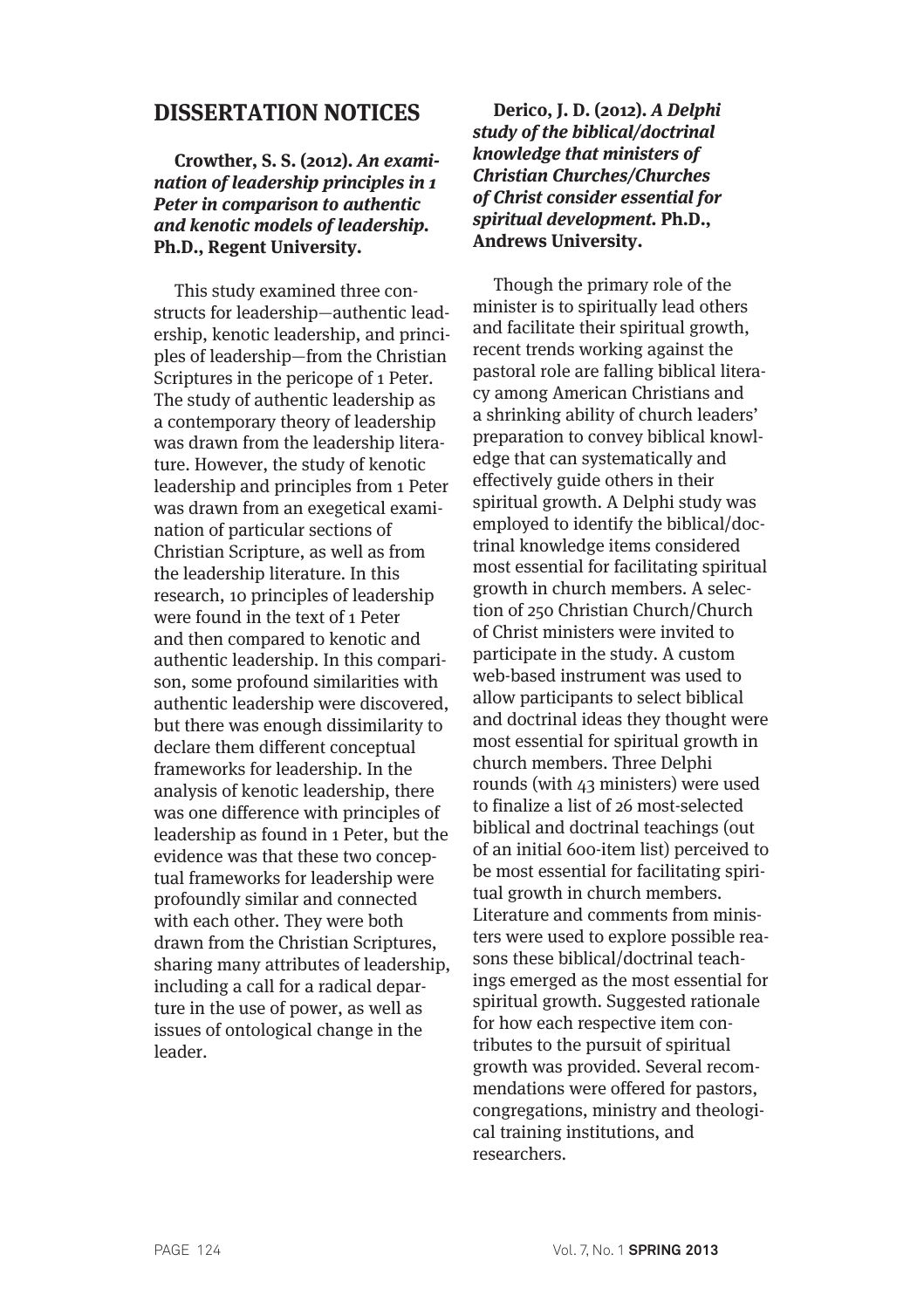## DISSERTATION NOTICES

**Crowther, S. S. (2012).** ***An examination of leadership principles in 1 Peter in comparison to authentic and kenotic models of leadership.*** **Ph.D., Regent University.**

This study examined three constructs for leadership—authentic leadership, kenotic leadership, and principles of leadership—from the Christian Scriptures in the pericope of 1 Peter. The study of authentic leadership as a contemporary theory of leadership was drawn from the leadership literature. However, the study of kenotic leadership and principles from 1 Peter was drawn from an exegetical examination of particular sections of Christian Scripture, as well as from the leadership literature. In this research, 10 principles of leadership were found in the text of 1 Peter and then compared to kenotic and authentic leadership. In this comparison, some profound similarities with authentic leadership were discovered, but there was enough dissimilarity to declare them different conceptual frameworks for leadership. In the analysis of kenotic leadership, there was one difference with principles of leadership as found in 1 Peter, but the evidence was that these two conceptual frameworks for leadership were profoundly similar and connected with each other. They were both drawn from the Christian Scriptures, sharing many attributes of leadership, including a call for a radical departure in the use of power, as well as issues of ontological change in the leader.

**Derico, J. D. (2012).** ***A Delphi study of the biblical/doctrinal knowledge that ministers of Christian Churches/Churches of Christ consider essential for spiritual development.*** **Ph.D., Andrews University.**

Though the primary role of the minister is to spiritually lead others and facilitate their spiritual growth, recent trends working against the pastoral role are falling biblical literacy among American Christians and a shrinking ability of church leaders' preparation to convey biblical knowledge that can systematically and effectively guide others in their spiritual growth. A Delphi study was employed to identify the biblical/doctrinal knowledge items considered most essential for facilitating spiritual growth in church members. A selection of 250 Christian Church/Church of Christ ministers were invited to participate in the study. A custom web-based instrument was used to allow participants to select biblical and doctrinal ideas they thought were most essential for spiritual growth in church members. Three Delphi rounds (with 43 ministers) were used to finalize a list of 26 most-selected biblical and doctrinal teachings (out of an initial 600-item list) perceived to be most essential for facilitating spiritual growth in church members. Literature and comments from ministers were used to explore possible reasons these biblical/doctrinal teachings emerged as the most essential for spiritual growth. Suggested rationale for how each respective item contributes to the pursuit of spiritual growth was provided. Several recommendations were offered for pastors, congregations, ministry and theological training institutions, and researchers.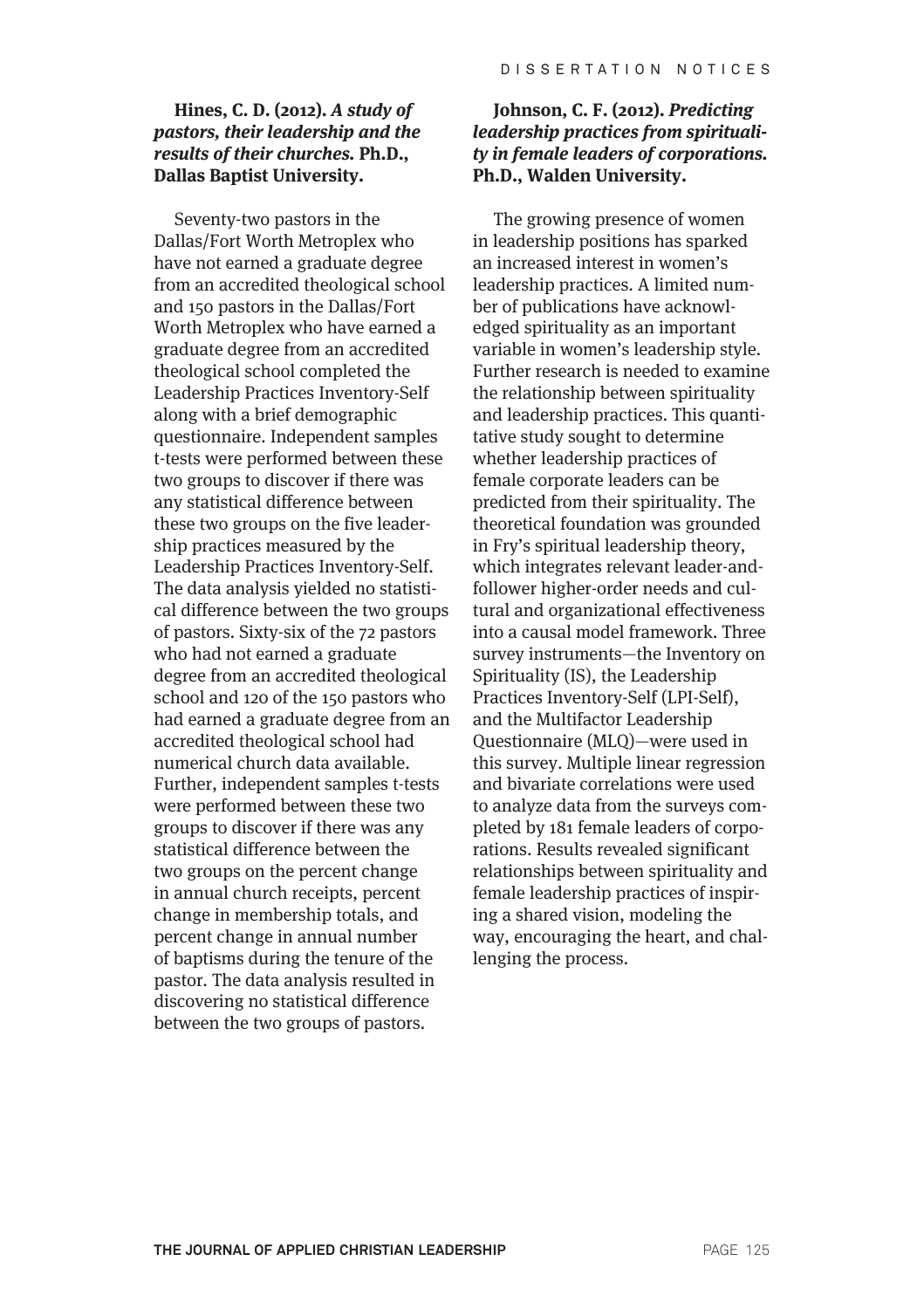**Hines, C. D. (2012).** ***A study of pastors, their leadership and the results of their churches.*** **Ph.D., Dallas Baptist University.**

Seventy-two pastors in the Dallas/Fort Worth Metroplex who have not earned a graduate degree from an accredited theological school and 150 pastors in the Dallas/Fort Worth Metroplex who have earned a graduate degree from an accredited theological school completed the Leadership Practices Inventory-Self along with a brief demographic questionnaire. Independent samples t-tests were performed between these two groups to discover if there was any statistical difference between these two groups on the five leadership practices measured by the Leadership Practices Inventory-Self. The data analysis yielded no statistical difference between the two groups of pastors. Sixty-six of the 72 pastors who had not earned a graduate degree from an accredited theological school and 120 of the 150 pastors who had earned a graduate degree from an accredited theological school had numerical church data available. Further, independent samples t-tests were performed between these two groups to discover if there was any statistical difference between the two groups on the percent change in annual church receipts, percent change in membership totals, and percent change in annual number of baptisms during the tenure of the pastor. The data analysis resulted in discovering no statistical difference between the two groups of pastors.

**Johnson, C. F. (2012).** ***Predicting leadership practices from spirituality in female leaders of corporations.*** **Ph.D., Walden University.**

The growing presence of women in leadership positions has sparked an increased interest in women's leadership practices. A limited number of publications have acknowledged spirituality as an important variable in women's leadership style. Further research is needed to examine the relationship between spirituality and leadership practices. This quantitative study sought to determine whether leadership practices of female corporate leaders can be predicted from their spirituality. The theoretical foundation was grounded in Fry's spiritual leadership theory, which integrates relevant leader-and-follower higher-order needs and cultural and organizational effectiveness into a causal model framework. Three survey instruments—the Inventory on Spirituality (IS), the Leadership Practices Inventory-Self (LPI-Self), and the Multifactor Leadership Questionnaire (MLQ)—were used in this survey. Multiple linear regression and bivariate correlations were used to analyze data from the surveys completed by 181 female leaders of corporations. Results revealed significant relationships between spirituality and female leadership practices of inspiring a shared vision, modeling the way, encouraging the heart, and challenging the process.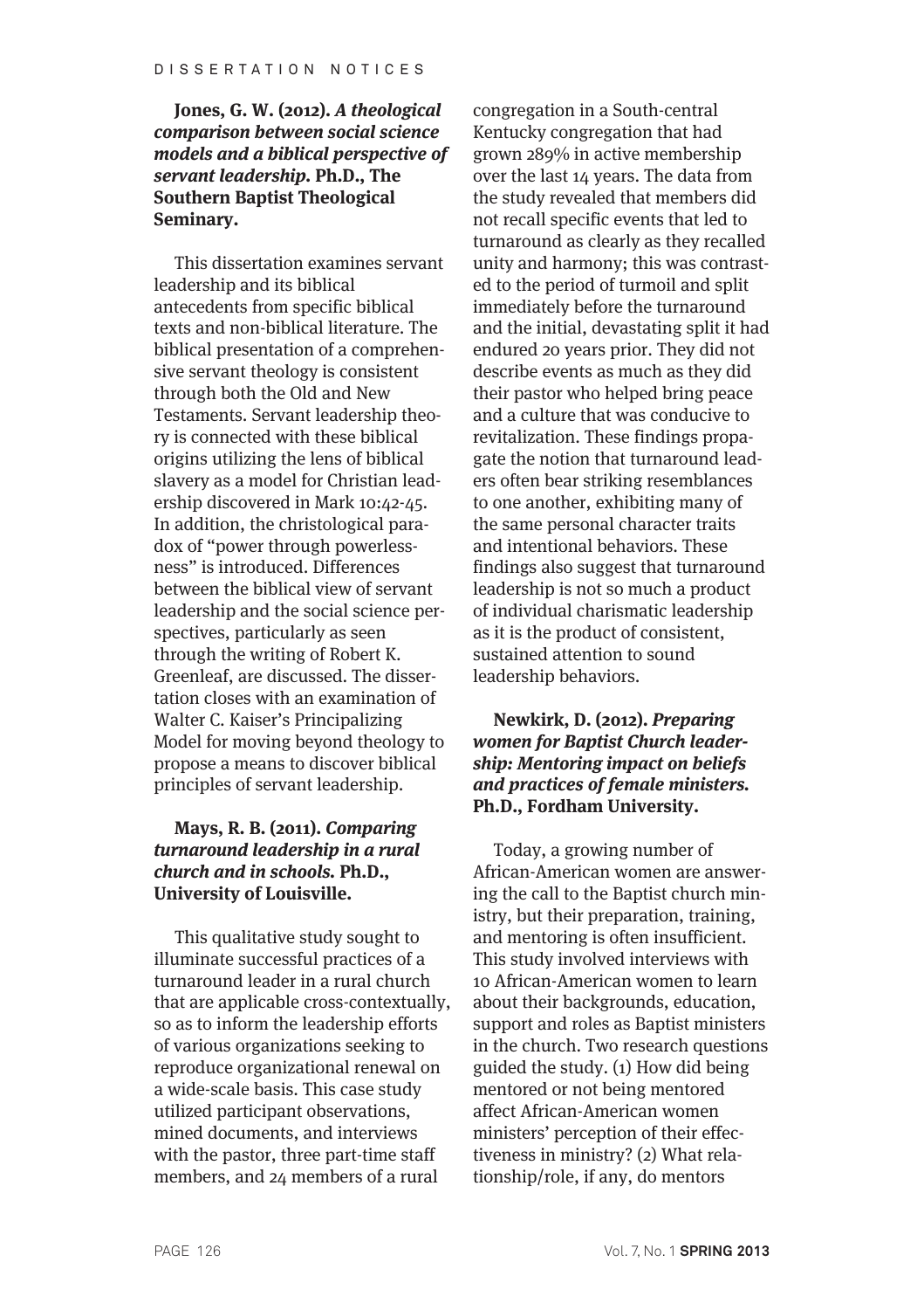**Jones, G. W. (2012). *A theological comparison between social science models and a biblical perspective of servant leadership.* Ph.D., The Southern Baptist Theological Seminary.**

This dissertation examines servant leadership and its biblical antecedents from specific biblical texts and non-biblical literature. The biblical presentation of a comprehensive servant theology is consistent through both the Old and New Testaments. Servant leadership theory is connected with these biblical origins utilizing the lens of biblical slavery as a model for Christian leadership discovered in Mark 10:42-45. In addition, the christological paradox of "power through powerlessness" is introduced. Differences between the biblical view of servant leadership and the social science perspectives, particularly as seen through the writing of Robert K. Greenleaf, are discussed. The dissertation closes with an examination of Walter C. Kaiser's Principalizing Model for moving beyond theology to propose a means to discover biblical principles of servant leadership.

**Mays, R. B. (2011). *Comparing turnaround leadership in a rural church and in schools.* Ph.D., University of Louisville.**

This qualitative study sought to illuminate successful practices of a turnaround leader in a rural church that are applicable cross-contextually, so as to inform the leadership efforts of various organizations seeking to reproduce organizational renewal on a wide-scale basis. This case study utilized participant observations, mined documents, and interviews with the pastor, three part-time staff members, and 24 members of a rural congregation in a South-central Kentucky congregation that had grown 289% in active membership over the last 14 years. The data from the study revealed that members did not recall specific events that led to turnaround as clearly as they recalled unity and harmony; this was contrasted to the period of turmoil and split immediately before the turnaround and the initial, devastating split it had endured 20 years prior. They did not describe events as much as they did their pastor who helped bring peace and a culture that was conducive to revitalization. These findings propagate the notion that turnaround leaders often bear striking resemblances to one another, exhibiting many of the same personal character traits and intentional behaviors. These findings also suggest that turnaround leadership is not so much a product of individual charismatic leadership as it is the product of consistent, sustained attention to sound leadership behaviors.

**Newkirk, D. (2012). *Preparing women for Baptist Church leadership: Mentoring impact on beliefs and practices of female ministers.* Ph.D., Fordham University.**

Today, a growing number of African-American women are answering the call to the Baptist church ministry, but their preparation, training, and mentoring is often insufficient. This study involved interviews with 10 African-American women to learn about their backgrounds, education, support and roles as Baptist ministers in the church. Two research questions guided the study. (1) How did being mentored or not being mentored affect African-American women ministers' perception of their effectiveness in ministry? (2) What relationship/role, if any, do mentors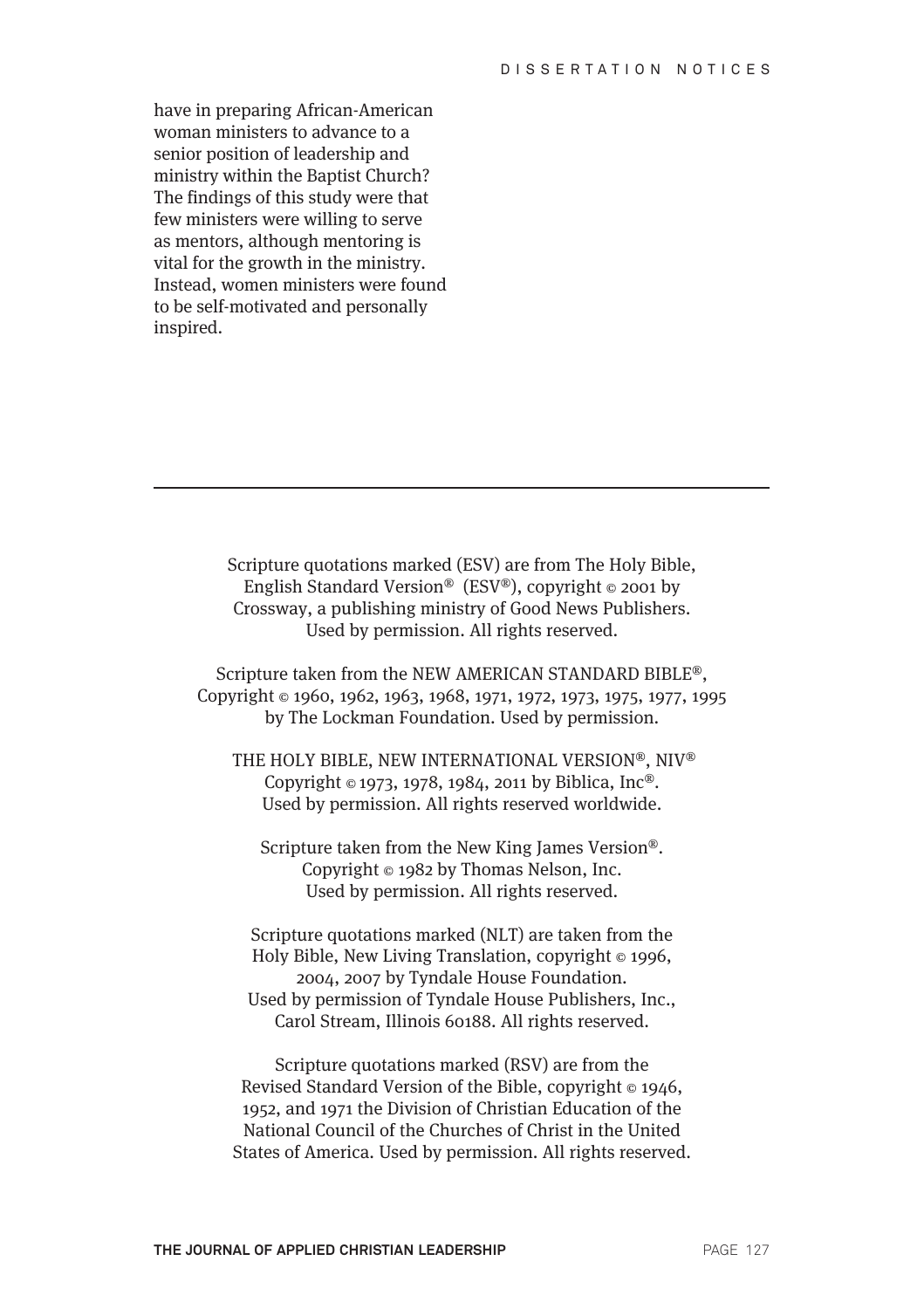have in preparing African-American woman ministers to advance to a senior position of leadership and ministry within the Baptist Church? The findings of this study were that few ministers were willing to serve as mentors, although mentoring is vital for the growth in the ministry. Instead, women ministers were found to be self-motivated and personally inspired.

---

Scripture quotations marked (ESV) are from The Holy Bible, English Standard Version® (ESV®), copyright © 2001 by Crossway, a publishing ministry of Good News Publishers. Used by permission. All rights reserved.

Scripture taken from the NEW AMERICAN STANDARD BIBLE®, Copyright © 1960, 1962, 1963, 1968, 1971, 1972, 1973, 1975, 1977, 1995 by The Lockman Foundation. Used by permission.

THE HOLY BIBLE, NEW INTERNATIONAL VERSION®, NIV® Copyright © 1973, 1978, 1984, 2011 by Biblica, Inc®. Used by permission. All rights reserved worldwide.

Scripture taken from the New King James Version®. Copyright © 1982 by Thomas Nelson, Inc. Used by permission. All rights reserved.

Scripture quotations marked (NLT) are taken from the Holy Bible, New Living Translation, copyright © 1996, 2004, 2007 by Tyndale House Foundation. Used by permission of Tyndale House Publishers, Inc., Carol Stream, Illinois 60188. All rights reserved.

Scripture quotations marked (RSV) are from the Revised Standard Version of the Bible, copyright © 1946, 1952, and 1971 the Division of Christian Education of the National Council of the Churches of Christ in the United States of America. Used by permission. All rights reserved.